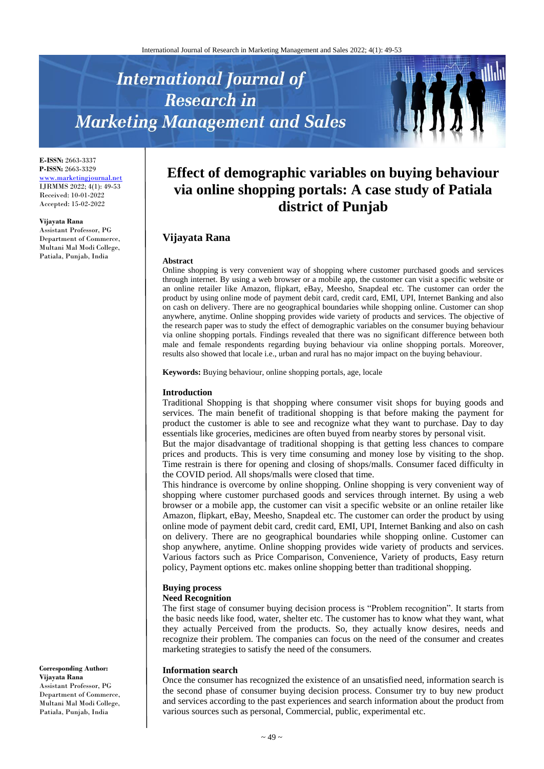# Effect of demographic variables on buying behaviour via online shopping portals: A case study of Patiala district of Punjab

**E-ISSN:** 2663-3337
**P-ISSN:** 2663-3329
www.marketingjournal.net
IJRMMS 2022; 4(1): 49-53
Received: 10-01-2022
Accepted: 15-02-2022

**Vijayata Rana**
Assistant Professor, PG Department of Commerce, Multani Mal Modi College, Patiala, Punjab, India

**Corresponding Author:**
**Vijayata Rana**
Assistant Professor, PG Department of Commerce, Multani Mal Modi College, Patiala, Punjab, India

## Vijayata Rana

### Abstract

Online shopping is very convenient way of shopping where customer purchased goods and services through internet. By using a web browser or a mobile app, the customer can visit a specific website or an online retailer like Amazon, flipkart, eBay, Meesho, Snapdeal etc. The customer can order the product by using online mode of payment debit card, credit card, EMI, UPI, Internet Banking and also on cash on delivery. There are no geographical boundaries while shopping online. Customer can shop anywhere, anytime. Online shopping provides wide variety of products and services. The objective of the research paper was to study the effect of demographic variables on the consumer buying behaviour via online shopping portals. Findings revealed that there was no significant difference between both male and female respondents regarding buying behaviour via online shopping portals. Moreover, results also showed that locale i.e., urban and rural has no major impact on the buying behaviour.

**Keywords:** Buying behaviour, online shopping portals, age, locale

### Introduction

Traditional Shopping is that shopping where consumer visit shops for buying goods and services. The main benefit of traditional shopping is that before making the payment for product the customer is able to see and recognize what they want to purchase. Day to day essentials like groceries, medicines are often buyed from nearby stores by personal visit.

But the major disadvantage of traditional shopping is that getting less chances to compare prices and products. This is very time consuming and money lose by visiting to the shop. Time restrain is there for opening and closing of shops/malls. Consumer faced difficulty in the COVID period. All shops/malls were closed that time.

This hindrance is overcome by online shopping. Online shopping is very convenient way of shopping where customer purchased goods and services through internet. By using a web browser or a mobile app, the customer can visit a specific website or an online retailer like Amazon, flipkart, eBay, Meesho, Snapdeal etc. The customer can order the product by using online mode of payment debit card, credit card, EMI, UPI, Internet Banking and also on cash on delivery. There are no geographical boundaries while shopping online. Customer can shop anywhere, anytime. Online shopping provides wide variety of products and services. Various factors such as Price Comparison, Convenience, Variety of products, Easy return policy, Payment options etc. makes online shopping better than traditional shopping.

### Buying process

#### Need Recognition

The first stage of consumer buying decision process is "Problem recognition". It starts from the basic needs like food, water, shelter etc. The customer has to know what they want, what they actually Perceived from the products. So, they actually know desires, needs and recognize their problem. The companies can focus on the need of the consumer and creates marketing strategies to satisfy the need of the consumers.

#### Information search

Once the consumer has recognized the existence of an unsatisfied need, information search is the second phase of consumer buying decision process. Consumer try to buy new product and services according to the past experiences and search information about the product from various sources such as personal, Commercial, public, experimental etc.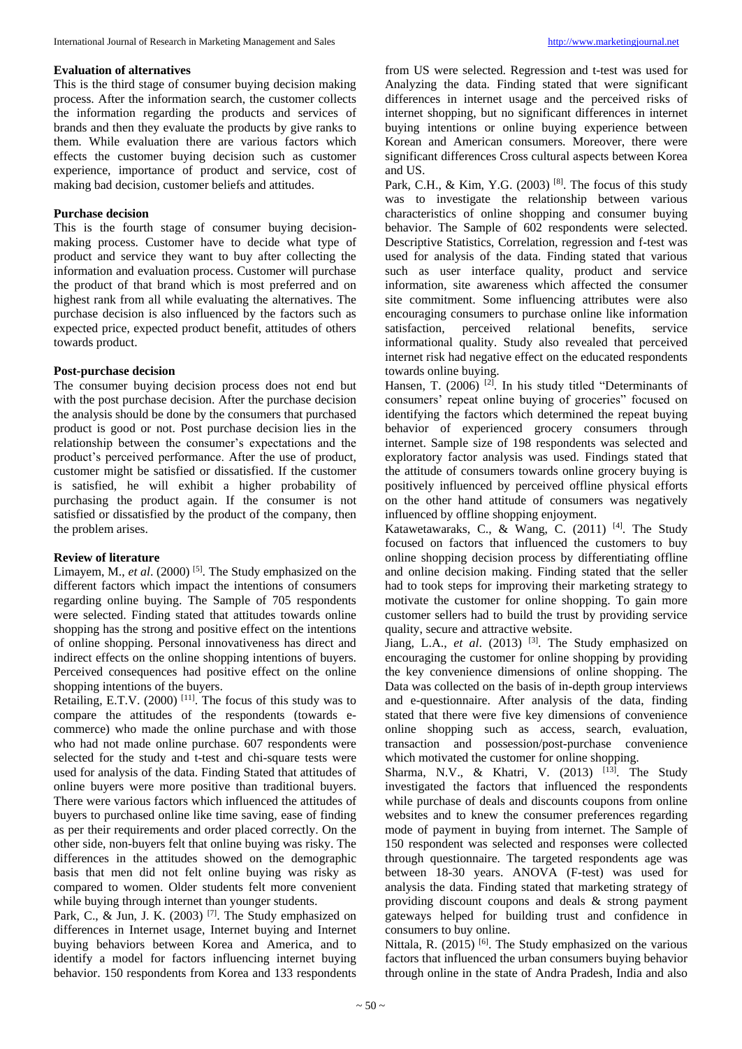**Evaluation of alternatives**

This is the third stage of consumer buying decision making process. After the information search, the customer collects the information regarding the products and services of brands and then they evaluate the products by give ranks to them. While evaluation there are various factors which effects the customer buying decision such as customer experience, importance of product and service, cost of making bad decision, customer beliefs and attitudes.

**Purchase decision**

This is the fourth stage of consumer buying decision-making process. Customer have to decide what type of product and service they want to buy after collecting the information and evaluation process. Customer will purchase the product of that brand which is most preferred and on highest rank from all while evaluating the alternatives. The purchase decision is also influenced by the factors such as expected price, expected product benefit, attitudes of others towards product.

**Post-purchase decision**

The consumer buying decision process does not end but with the post purchase decision. After the purchase decision the analysis should be done by the consumers that purchased product is good or not. Post purchase decision lies in the relationship between the consumer's expectations and the product's perceived performance. After the use of product, customer might be satisfied or dissatisfied. If the customer is satisfied, he will exhibit a higher probability of purchasing the product again. If the consumer is not satisfied or dissatisfied by the product of the company, then the problem arises.

**Review of literature**

Limayem, M., *et al*. (2000) [5]. The Study emphasized on the different factors which impact the intentions of consumers regarding online buying. The Sample of 705 respondents were selected. Finding stated that attitudes towards online shopping has the strong and positive effect on the intentions of online shopping. Personal innovativeness has direct and indirect effects on the online shopping intentions of buyers. Perceived consequences had positive effect on the online shopping intentions of the buyers.

Retailing, E.T.V. (2000) [11]. The focus of this study was to compare the attitudes of the respondents (towards e-commerce) who made the online purchase and with those who had not made online purchase. 607 respondents were selected for the study and t-test and chi-square tests were used for analysis of the data. Finding Stated that attitudes of online buyers were more positive than traditional buyers. There were various factors which influenced the attitudes of buyers to purchased online like time saving, ease of finding as per their requirements and order placed correctly. On the other side, non-buyers felt that online buying was risky. The differences in the attitudes showed on the demographic basis that men did not felt online buying was risky as compared to women. Older students felt more convenient while buying through internet than younger students.

Park, C., & Jun, J. K. (2003) [7]. The Study emphasized on differences in Internet usage, Internet buying and Internet buying behaviors between Korea and America, and to identify a model for factors influencing internet buying behavior. 150 respondents from Korea and 133 respondents from US were selected. Regression and t-test was used for Analyzing the data. Finding stated that were significant differences in internet usage and the perceived risks of internet shopping, but no significant differences in internet buying intentions or online buying experience between Korean and American consumers. Moreover, there were significant differences Cross cultural aspects between Korea and US.

Park, C.H., & Kim, Y.G. (2003) [8]. The focus of this study was to investigate the relationship between various characteristics of online shopping and consumer buying behavior. The Sample of 602 respondents were selected. Descriptive Statistics, Correlation, regression and f-test was used for analysis of the data. Finding stated that various such as user interface quality, product and service information, site awareness which affected the consumer site commitment. Some influencing attributes were also encouraging consumers to purchase online like information satisfaction, perceived relational benefits, service informational quality. Study also revealed that perceived internet risk had negative effect on the educated respondents towards online buying.

Hansen, T. (2006) [2]. In his study titled "Determinants of consumers' repeat online buying of groceries" focused on identifying the factors which determined the repeat buying behavior of experienced grocery consumers through internet. Sample size of 198 respondents was selected and exploratory factor analysis was used. Findings stated that the attitude of consumers towards online grocery buying is positively influenced by perceived offline physical efforts on the other hand attitude of consumers was negatively influenced by offline shopping enjoyment.

Katawetawaraks, C., & Wang, C. (2011) [4]. The Study focused on factors that influenced the customers to buy online shopping decision process by differentiating offline and online decision making. Finding stated that the seller had to took steps for improving their marketing strategy to motivate the customer for online shopping. To gain more customer sellers had to build the trust by providing service quality, secure and attractive website.

Jiang, L.A., *et al*. (2013) [3]. The Study emphasized on encouraging the customer for online shopping by providing the key convenience dimensions of online shopping. The Data was collected on the basis of in-depth group interviews and e-questionnaire. After analysis of the data, finding stated that there were five key dimensions of convenience online shopping such as access, search, evaluation, transaction and possession/post-purchase convenience which motivated the customer for online shopping.

Sharma, N.V., & Khatri, V. (2013) [13]. The Study investigated the factors that influenced the respondents while purchase of deals and discounts coupons from online websites and to knew the consumer preferences regarding mode of payment in buying from internet. The Sample of 150 respondent was selected and responses were collected through questionnaire. The targeted respondents age was between 18-30 years. ANOVA (F-test) was used for analysis the data. Finding stated that marketing strategy of providing discount coupons and deals & strong payment gateways helped for building trust and confidence in consumers to buy online.

Nittala, R. (2015) [6]. The Study emphasized on the various factors that influenced the urban consumers buying behavior through online in the state of Andra Pradesh, India and also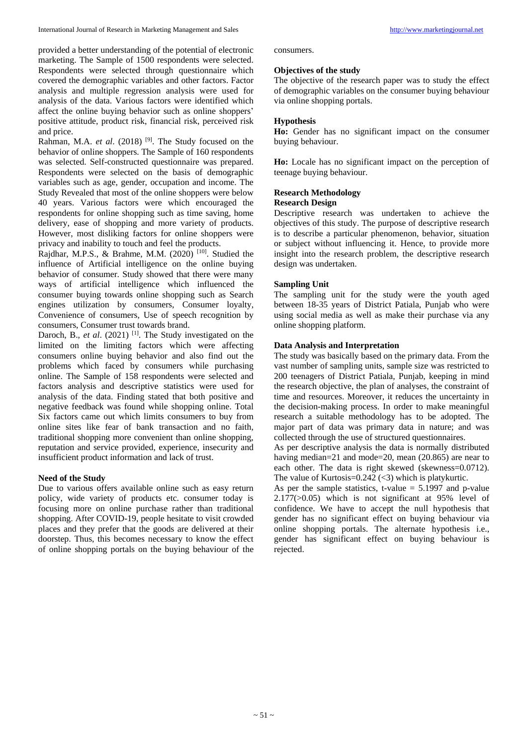provided a better understanding of the potential of electronic marketing. The Sample of 1500 respondents were selected. Respondents were selected through questionnaire which covered the demographic variables and other factors. Factor analysis and multiple regression analysis were used for analysis of the data. Various factors were identified which affect the online buying behavior such as online shoppers' positive attitude, product risk, financial risk, perceived risk and price.

Rahman, M.A. *et al*. (2018) [9]. The Study focused on the behavior of online shoppers. The Sample of 160 respondents was selected. Self-constructed questionnaire was prepared. Respondents were selected on the basis of demographic variables such as age, gender, occupation and income. The Study Revealed that most of the online shoppers were below 40 years. Various factors were which encouraged the respondents for online shopping such as time saving, home delivery, ease of shopping and more variety of products. However, most disliking factors for online shoppers were privacy and inability to touch and feel the products.

Rajdhar, M.P.S., & Brahme, M.M. (2020) [10]. Studied the influence of Artificial intelligence on the online buying behavior of consumer. Study showed that there were many ways of artificial intelligence which influenced the consumer buying towards online shopping such as Search engines utilization by consumers, Consumer loyalty, Convenience of consumers, Use of speech recognition by consumers, Consumer trust towards brand.

Daroch, B., *et al*. (2021) [1]. The Study investigated on the limited on the limiting factors which were affecting consumers online buying behavior and also find out the problems which faced by consumers while purchasing online. The Sample of 158 respondents were selected and factors analysis and descriptive statistics were used for analysis of the data. Finding stated that both positive and negative feedback was found while shopping online. Total Six factors came out which limits consumers to buy from online sites like fear of bank transaction and no faith, traditional shopping more convenient than online shopping, reputation and service provided, experience, insecurity and insufficient product information and lack of trust.

## Need of the Study

Due to various offers available online such as easy return policy, wide variety of products etc. consumer today is focusing more on online purchase rather than traditional shopping. After COVID-19, people hesitate to visit crowded places and they prefer that the goods are delivered at their doorstep. Thus, this becomes necessary to know the effect of online shopping portals on the buying behaviour of the consumers.

## Objectives of the study

The objective of the research paper was to study the effect of demographic variables on the consumer buying behaviour via online shopping portals.

## Hypothesis

**Ho:** Gender has no significant impact on the consumer buying behaviour.

**Ho:** Locale has no significant impact on the perception of teenage buying behaviour.

## Research Methodology

### Research Design

Descriptive research was undertaken to achieve the objectives of this study. The purpose of descriptive research is to describe a particular phenomenon, behavior, situation or subject without influencing it. Hence, to provide more insight into the research problem, the descriptive research design was undertaken.

### Sampling Unit

The sampling unit for the study were the youth aged between 18-35 years of District Patiala, Punjab who were using social media as well as make their purchase via any online shopping platform.

### Data Analysis and Interpretation

The study was basically based on the primary data. From the vast number of sampling units, sample size was restricted to 200 teenagers of District Patiala, Punjab, keeping in mind the research objective, the plan of analyses, the constraint of time and resources. Moreover, it reduces the uncertainty in the decision-making process. In order to make meaningful research a suitable methodology has to be adopted. The major part of data was primary data in nature; and was collected through the use of structured questionnaires.

As per descriptive analysis the data is normally distributed having median=21 and mode=20, mean (20.865) are near to each other. The data is right skewed (skewness=0.0712). The value of Kurtosis=0.242 (<3) which is platykurtic.

As per the sample statistics, t-value = 5.1997 and p-value 2.177(>0.05) which is not significant at 95% level of confidence. We have to accept the null hypothesis that gender has no significant effect on buying behaviour via online shopping portals. The alternate hypothesis i.e., gender has significant effect on buying behaviour is rejected.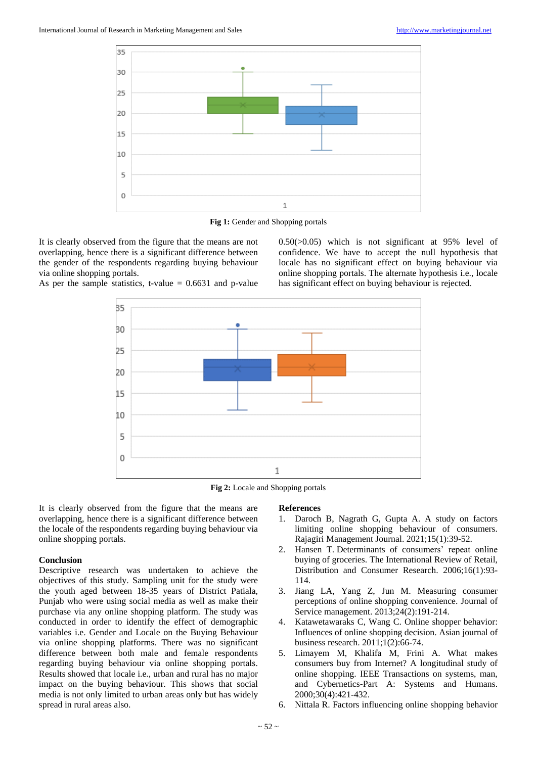**Fig 1:** Gender and Shopping portals

It is clearly observed from the figure that the means are not overlapping, hence there is a significant difference between the gender of the respondents regarding buying behaviour via online shopping portals.

As per the sample statistics, t-value = 0.6631 and p-value 0.50(>0.05) which is not significant at 95% level of confidence. We have to accept the null hypothesis that locale has no significant effect on buying behaviour via online shopping portals. The alternate hypothesis i.e., locale has significant effect on buying behaviour is rejected.

**Fig 2:** Locale and Shopping portals

It is clearly observed from the figure that the means are overlapping, hence there is a significant difference between the locale of the respondents regarding buying behaviour via online shopping portals.

## Conclusion

Descriptive research was undertaken to achieve the objectives of this study. Sampling unit for the study were the youth aged between 18-35 years of District Patiala, Punjab who were using social media as well as make their purchase via any online shopping platform. The study was conducted in order to identify the effect of demographic variables i.e. Gender and Locale on the Buying Behaviour via online shopping platforms. There was no significant difference between both male and female respondents regarding buying behaviour via online shopping portals. Results showed that locale i.e., urban and rural has no major impact on the buying behaviour. This shows that social media is not only limited to urban areas only but has widely spread in rural areas also.

## References

1. Daroch B, Nagrath G, Gupta A. A study on factors limiting online shopping behaviour of consumers. Rajagiri Management Journal. 2021;15(1):39-52.
2. Hansen T. Determinants of consumers' repeat online buying of groceries. The International Review of Retail, Distribution and Consumer Research. 2006;16(1):93-114.
3. Jiang LA, Yang Z, Jun M. Measuring consumer perceptions of online shopping convenience. Journal of Service management. 2013;24(2):191-214.
4. Katawetawaraks C, Wang C. Online shopper behavior: Influences of online shopping decision. Asian journal of business research. 2011;1(2):66-74.
5. Limayem M, Khalifa M, Frini A. What makes consumers buy from Internet? A longitudinal study of online shopping. IEEE Transactions on systems, man, and Cybernetics-Part A: Systems and Humans. 2000;30(4):421-432.
6. Nittala R. Factors influencing online shopping behavior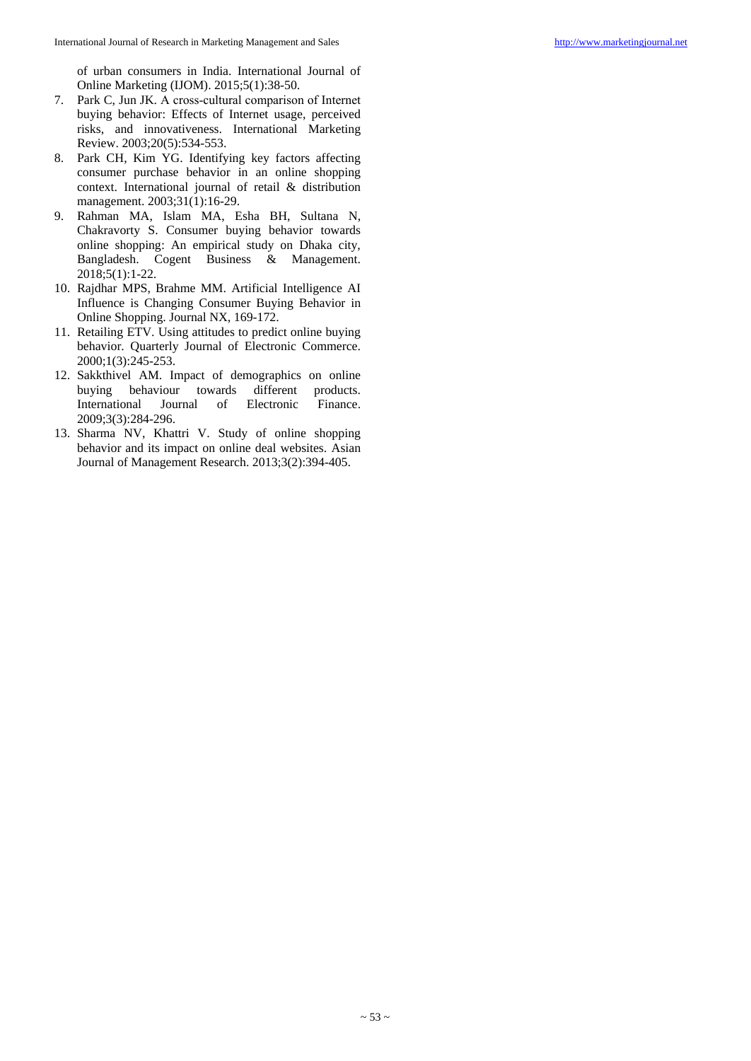of urban consumers in India. International Journal of Online Marketing (IJOM). 2015;5(1):38-50.

7. Park C, Jun JK. A cross-cultural comparison of Internet buying behavior: Effects of Internet usage, perceived risks, and innovativeness. International Marketing Review. 2003;20(5):534-553.
8. Park CH, Kim YG. Identifying key factors affecting consumer purchase behavior in an online shopping context. International journal of retail & distribution management. 2003;31(1):16-29.
9. Rahman MA, Islam MA, Esha BH, Sultana N, Chakravorty S. Consumer buying behavior towards online shopping: An empirical study on Dhaka city, Bangladesh. Cogent Business & Management. 2018;5(1):1-22.
10. Rajdhar MPS, Brahme MM. Artificial Intelligence AI Influence is Changing Consumer Buying Behavior in Online Shopping. Journal NX, 169-172.
11. Retailing ETV. Using attitudes to predict online buying behavior. Quarterly Journal of Electronic Commerce. 2000;1(3):245-253.
12. Sakkthivel AM. Impact of demographics on online buying behaviour towards different products. International Journal of Electronic Finance. 2009;3(3):284-296.
13. Sharma NV, Khattri V. Study of online shopping behavior and its impact on online deal websites. Asian Journal of Management Research. 2013;3(2):394-405.